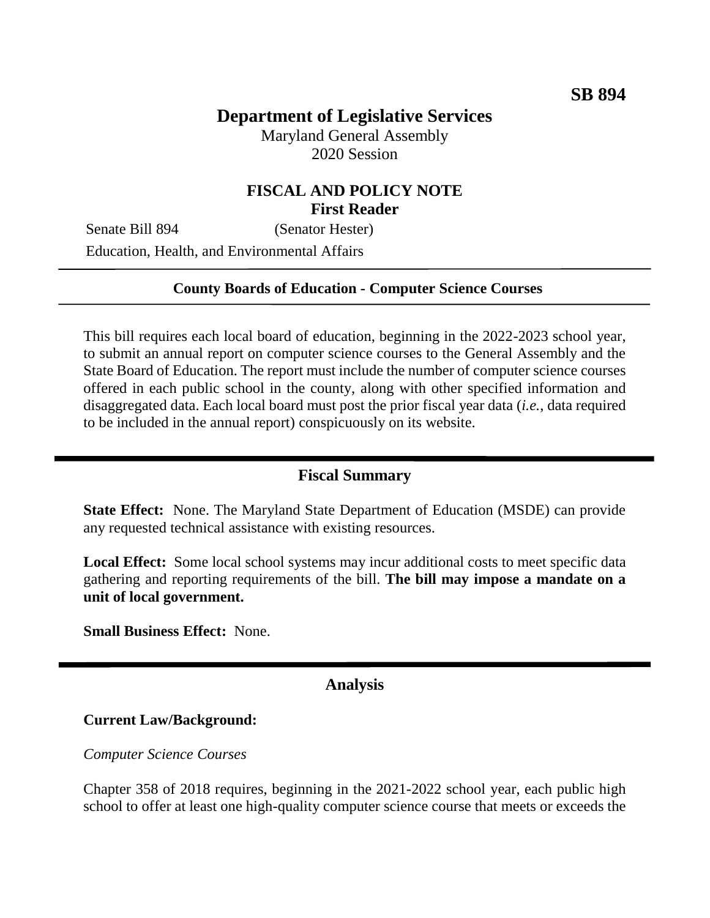**SB 894**

# Department of Legislative Services

Maryland General Assembly
2020 Session

## FISCAL AND POLICY NOTE
**First Reader**

Senate Bill 894 (Senator Hester)
Education, Health, and Environmental Affairs

---

**County Boards of Education - Computer Science Courses**

---

This bill requires each local board of education, beginning in the 2022-2023 school year, to submit an annual report on computer science courses to the General Assembly and the State Board of Education. The report must include the number of computer science courses offered in each public school in the county, along with other specified information and disaggregated data. Each local board must post the prior fiscal year data (*i.e.*, data required to be included in the annual report) conspicuously on its website.

## Fiscal Summary

**State Effect:** None. The Maryland State Department of Education (MSDE) can provide any requested technical assistance with existing resources.

**Local Effect:** Some local school systems may incur additional costs to meet specific data gathering and reporting requirements of the bill. **The bill may impose a mandate on a unit of local government.**

**Small Business Effect:** None.

## Analysis

**Current Law/Background:**

*Computer Science Courses*

Chapter 358 of 2018 requires, beginning in the 2021-2022 school year, each public high school to offer at least one high-quality computer science course that meets or exceeds the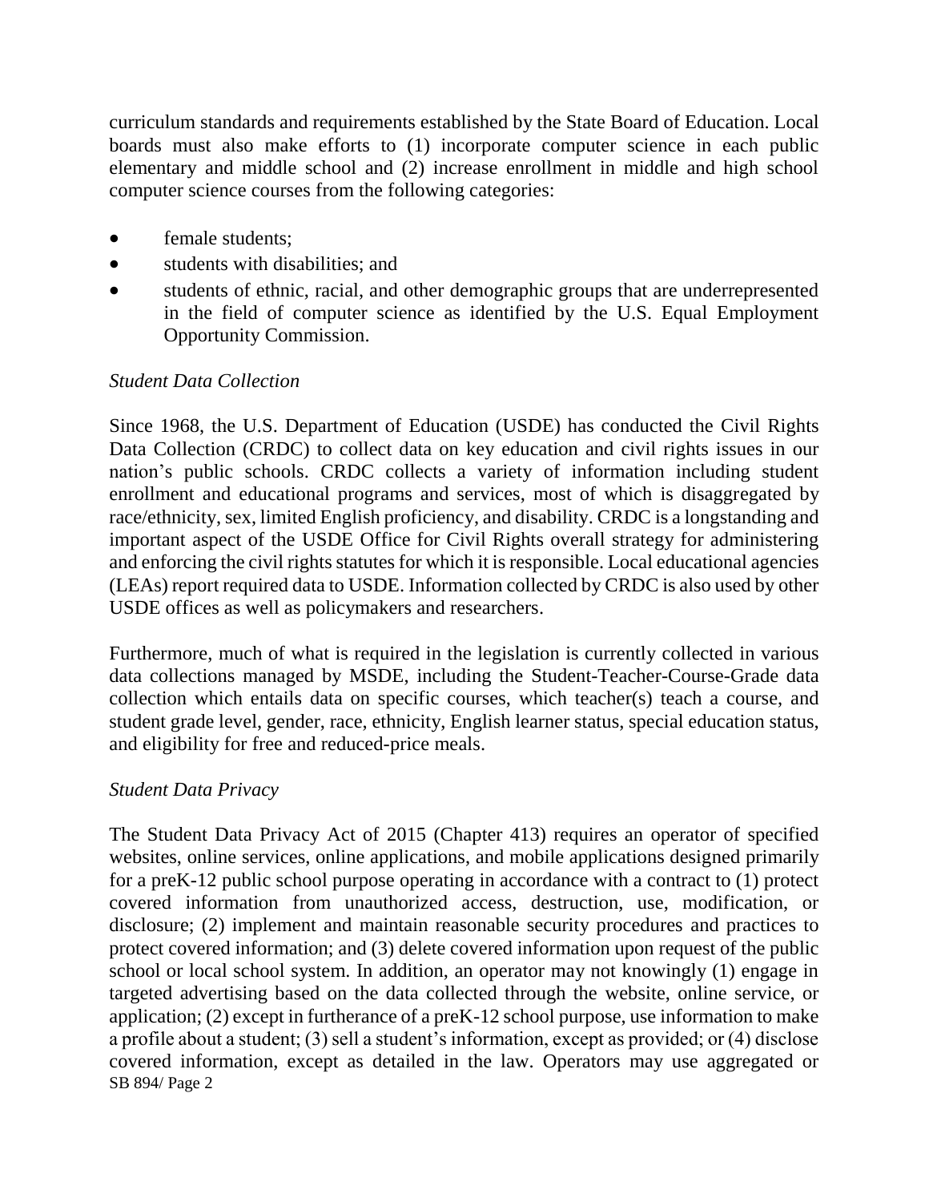curriculum standards and requirements established by the State Board of Education. Local boards must also make efforts to (1) incorporate computer science in each public elementary and middle school and (2) increase enrollment in middle and high school computer science courses from the following categories:

- female students;
- students with disabilities; and
- students of ethnic, racial, and other demographic groups that are underrepresented in the field of computer science as identified by the U.S. Equal Employment Opportunity Commission.

*Student Data Collection*

Since 1968, the U.S. Department of Education (USDE) has conducted the Civil Rights Data Collection (CRDC) to collect data on key education and civil rights issues in our nation's public schools. CRDC collects a variety of information including student enrollment and educational programs and services, most of which is disaggregated by race/ethnicity, sex, limited English proficiency, and disability. CRDC is a longstanding and important aspect of the USDE Office for Civil Rights overall strategy for administering and enforcing the civil rights statutes for which it is responsible. Local educational agencies (LEAs) report required data to USDE. Information collected by CRDC is also used by other USDE offices as well as policymakers and researchers.

Furthermore, much of what is required in the legislation is currently collected in various data collections managed by MSDE, including the Student-Teacher-Course-Grade data collection which entails data on specific courses, which teacher(s) teach a course, and student grade level, gender, race, ethnicity, English learner status, special education status, and eligibility for free and reduced-price meals.

*Student Data Privacy*

The Student Data Privacy Act of 2015 (Chapter 413) requires an operator of specified websites, online services, online applications, and mobile applications designed primarily for a preK-12 public school purpose operating in accordance with a contract to (1) protect covered information from unauthorized access, destruction, use, modification, or disclosure; (2) implement and maintain reasonable security procedures and practices to protect covered information; and (3) delete covered information upon request of the public school or local school system. In addition, an operator may not knowingly (1) engage in targeted advertising based on the data collected through the website, online service, or application; (2) except in furtherance of a preK-12 school purpose, use information to make a profile about a student; (3) sell a student's information, except as provided; or (4) disclose covered information, except as detailed in the law. Operators may use aggregated or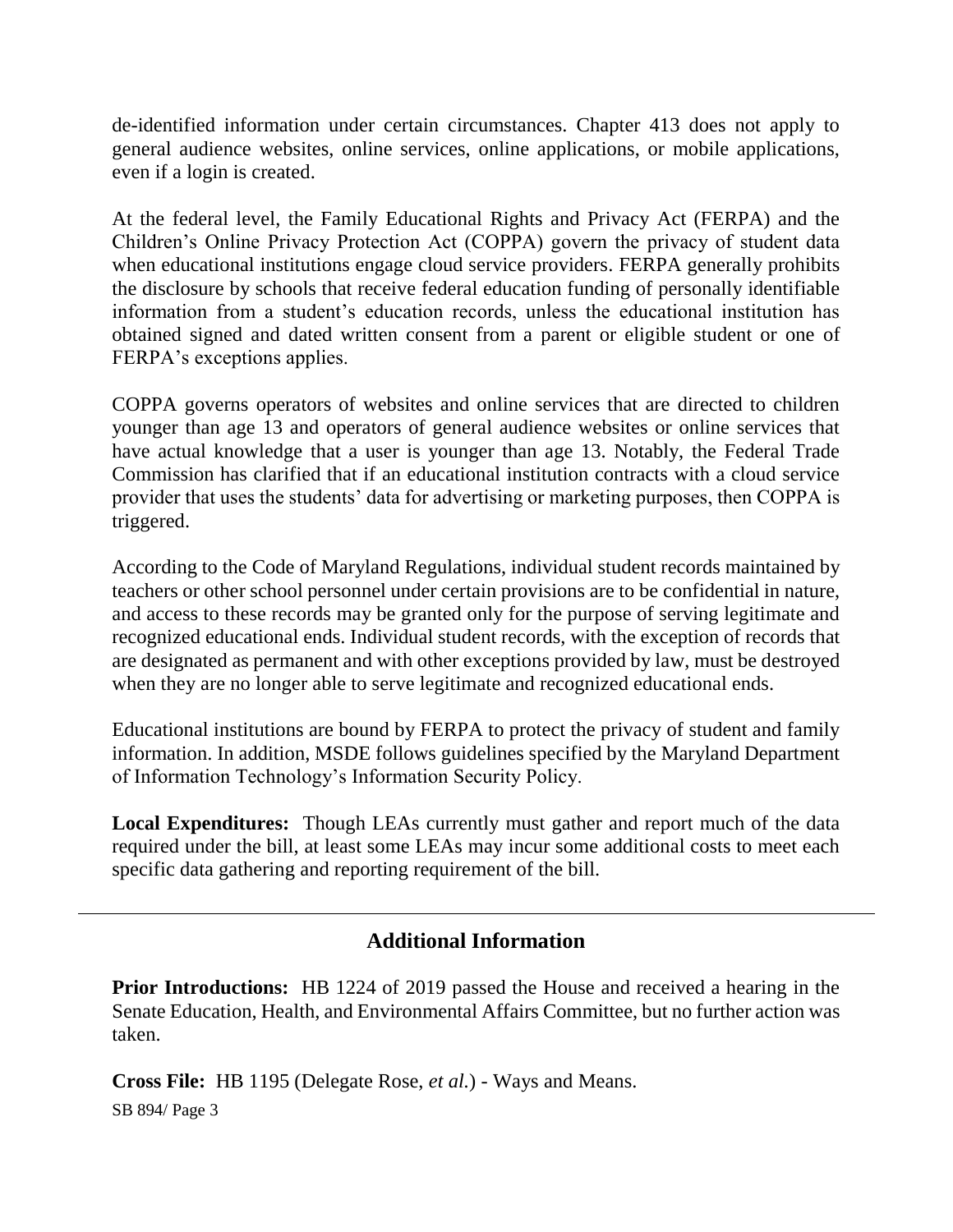de-identified information under certain circumstances. Chapter 413 does not apply to general audience websites, online services, online applications, or mobile applications, even if a login is created.

At the federal level, the Family Educational Rights and Privacy Act (FERPA) and the Children's Online Privacy Protection Act (COPPA) govern the privacy of student data when educational institutions engage cloud service providers. FERPA generally prohibits the disclosure by schools that receive federal education funding of personally identifiable information from a student's education records, unless the educational institution has obtained signed and dated written consent from a parent or eligible student or one of FERPA's exceptions applies.

COPPA governs operators of websites and online services that are directed to children younger than age 13 and operators of general audience websites or online services that have actual knowledge that a user is younger than age 13. Notably, the Federal Trade Commission has clarified that if an educational institution contracts with a cloud service provider that uses the students' data for advertising or marketing purposes, then COPPA is triggered.

According to the Code of Maryland Regulations, individual student records maintained by teachers or other school personnel under certain provisions are to be confidential in nature, and access to these records may be granted only for the purpose of serving legitimate and recognized educational ends. Individual student records, with the exception of records that are designated as permanent and with other exceptions provided by law, must be destroyed when they are no longer able to serve legitimate and recognized educational ends.

Educational institutions are bound by FERPA to protect the privacy of student and family information. In addition, MSDE follows guidelines specified by the Maryland Department of Information Technology's Information Security Policy.

**Local Expenditures:** Though LEAs currently must gather and report much of the data required under the bill, at least some LEAs may incur some additional costs to meet each specific data gathering and reporting requirement of the bill.

## Additional Information

**Prior Introductions:** HB 1224 of 2019 passed the House and received a hearing in the Senate Education, Health, and Environmental Affairs Committee, but no further action was taken.

**Cross File:** HB 1195 (Delegate Rose, *et al.*) - Ways and Means.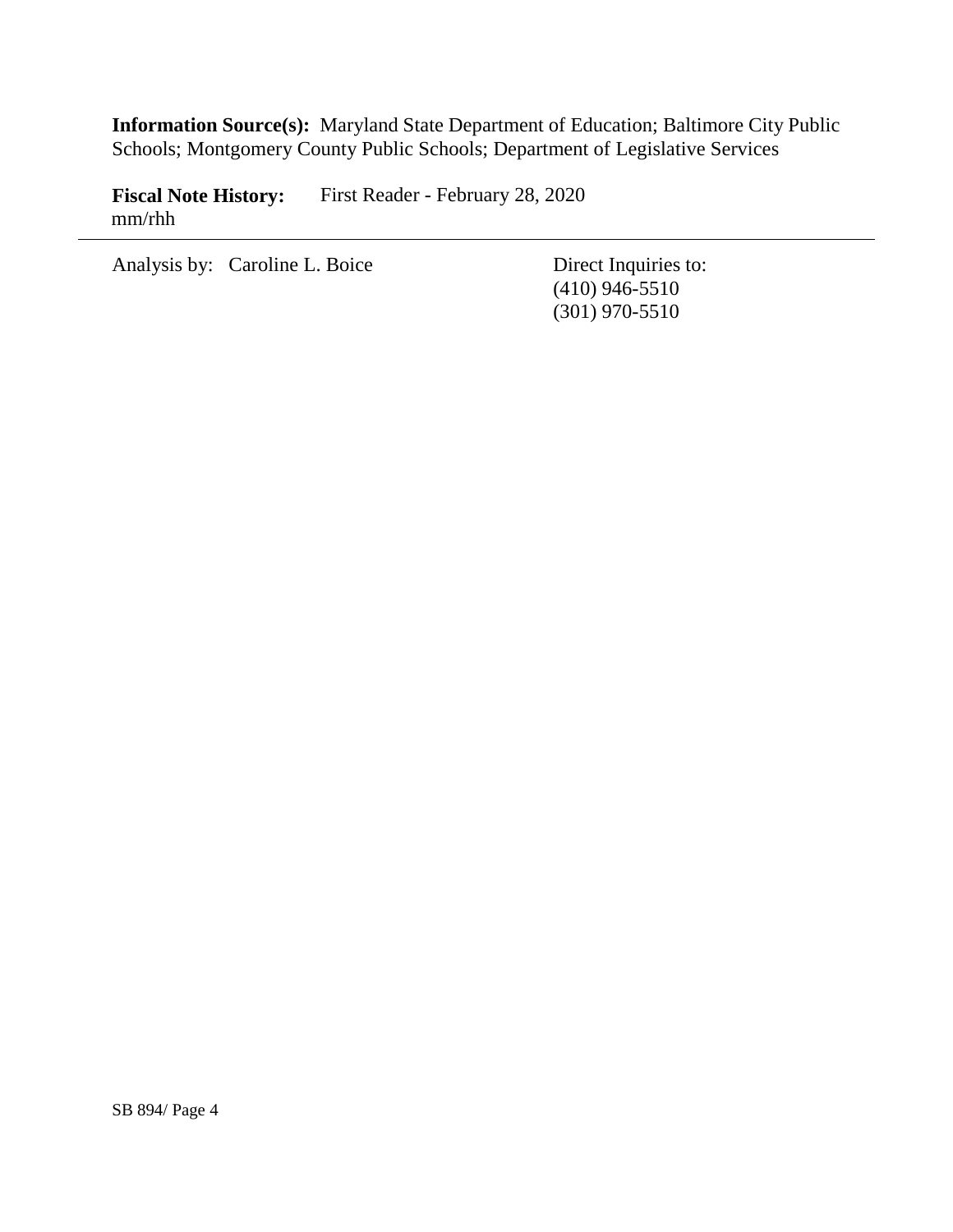**Information Source(s):** Maryland State Department of Education; Baltimore City Public Schools; Montgomery County Public Schools; Department of Legislative Services

**Fiscal Note History:** First Reader - February 28, 2020
mm/rhh

---

Analysis by: Caroline L. Boice

Direct Inquiries to:
(410) 946-5510
(301) 970-5510